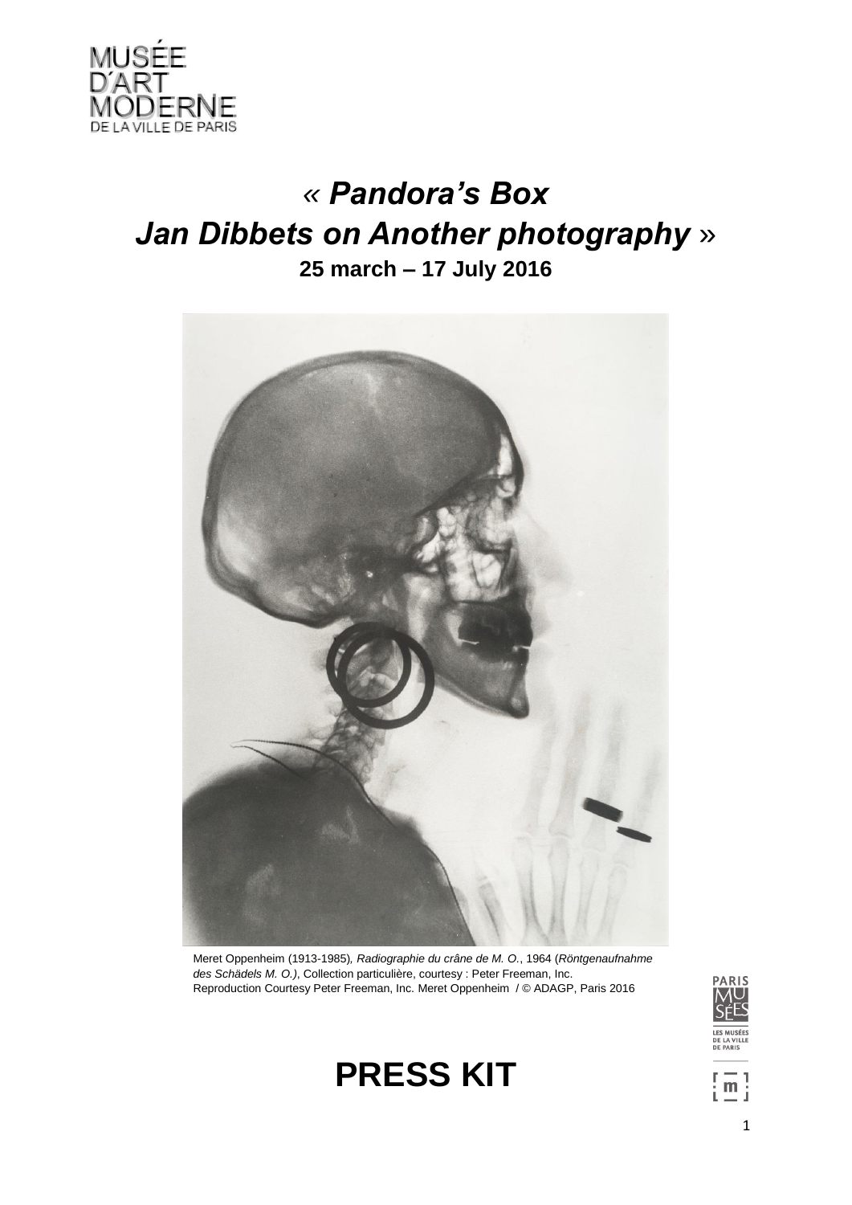MUSÉE
D'ART
MODERNE
DE LA VILLE DE PARIS

# « *Pandora's Box* *Jan Dibbets on Another photography* »

**25 march – 17 July 2016**

Meret Oppenheim (1913-1985)*, Radiographie du crâne de M. O.*, 1964 (*Röntgenaufnahme des Schädels M. O.)*, Collection particulière, courtesy : Peter Freeman, Inc.
Reproduction Courtesy Peter Freeman, Inc. Meret Oppenheim / © ADAGP, Paris 2016

# PRESS KIT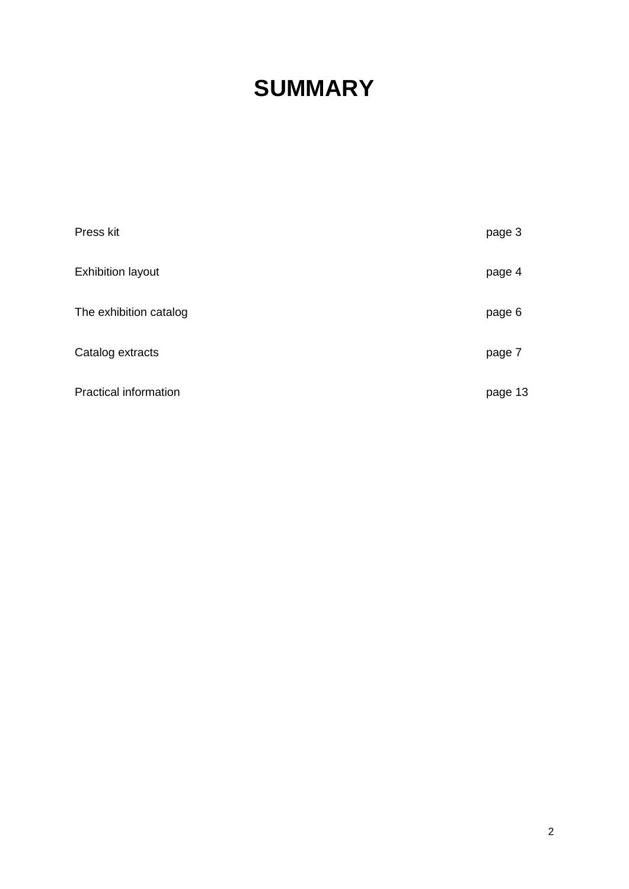# SUMMARY

| | |
|---|---|
| Press kit | page 3 |
| Exhibition layout | page 4 |
| The exhibition catalog | page 6 |
| Catalog extracts | page 7 |
| Practical information | page 13 |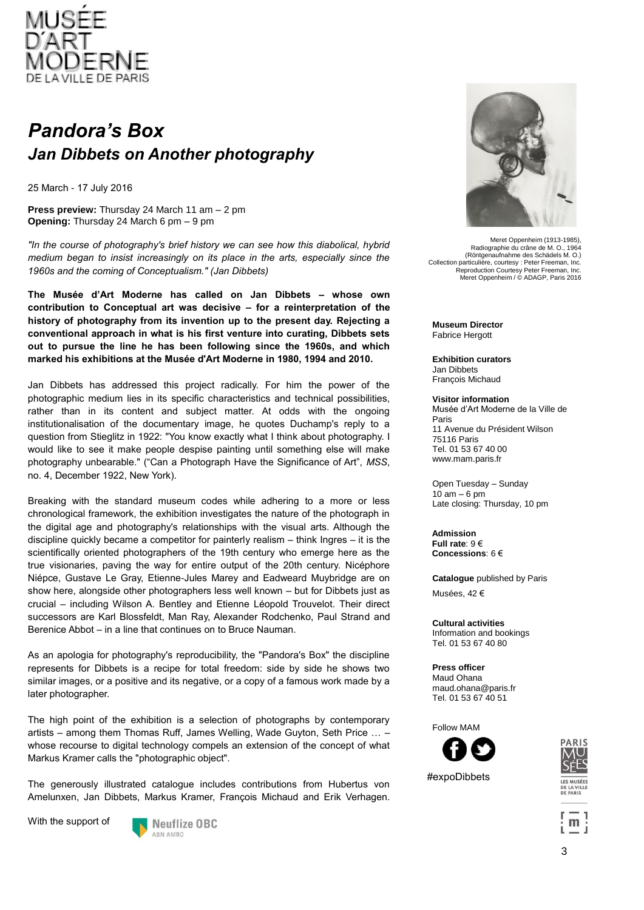MUSÉE D'ART MODERNE DE LA VILLE DE PARIS

# *Pandora's Box*
## *Jan Dibbets on Another photography*

25 March - 17 July 2016

**Press preview:** Thursday 24 March 11 am – 2 pm
**Opening:** Thursday 24 March 6 pm – 9 pm

*"In the course of photography's brief history we can see how this diabolical, hybrid medium began to insist increasingly on its place in the arts, especially since the 1960s and the coming of Conceptualism." (Jan Dibbets)*

**The Musée d'Art Moderne has called on Jan Dibbets – whose own contribution to Conceptual art was decisive – for a reinterpretation of the history of photography from its invention up to the present day. Rejecting a conventional approach in what is his first venture into curating, Dibbets sets out to pursue the line he has been following since the 1960s, and which marked his exhibitions at the Musée d'Art Moderne in 1980, 1994 and 2010.**

Jan Dibbets has addressed this project radically. For him the power of the photographic medium lies in its specific characteristics and technical possibilities, rather than in its content and subject matter. At odds with the ongoing institutionalisation of the documentary image, he quotes Duchamp's reply to a question from Stieglitz in 1922: "You know exactly what I think about photography. I would like to see it make people despise painting until something else will make photography unbearable." ("Can a Photograph Have the Significance of Art", *MSS*, no. 4, December 1922, New York).

Breaking with the standard museum codes while adhering to a more or less chronological framework, the exhibition investigates the nature of the photograph in the digital age and photography's relationships with the visual arts. Although the discipline quickly became a competitor for painterly realism – think Ingres – it is the scientifically oriented photographers of the 19th century who emerge here as the true visionaries, paving the way for entire output of the 20th century. Nicéphore Niépce, Gustave Le Gray, Etienne-Jules Marey and Eadweard Muybridge are on show here, alongside other photographers less well known – but for Dibbets just as crucial – including Wilson A. Bentley and Etienne Léopold Trouvelot. Their direct successors are Karl Blossfeldt, Man Ray, Alexander Rodchenko, Paul Strand and Berenice Abbot – in a line that continues on to Bruce Nauman.

As an apologia for photography's reproducibility, the "Pandora's Box" the discipline represents for Dibbets is a recipe for total freedom: side by side he shows two similar images, or a positive and its negative, or a copy of a famous work made by a later photographer.

The high point of the exhibition is a selection of photographs by contemporary artists – among them Thomas Ruff, James Welling, Wade Guyton, Seth Price … – whose recourse to digital technology compels an extension of the concept of what Markus Kramer calls the "photographic object".

The generously illustrated catalogue includes contributions from Hubertus von Amelunxen, Jan Dibbets, Markus Kramer, François Michaud and Erik Verhagen.

With the support of Neuflize OBC ABN AMRO

Meret Oppenheim (1913-1985),
Radiographie du crâne de M. O., 1964
(Röntgenaufnahme des Schädels M. O.)
Collection particulière, courtesy : Peter Freeman, Inc.
Reproduction Courtesy Peter Freeman, Inc.
Meret Oppenheim / © ADAGP, Paris 2016

**Museum Director**
Fabrice Hergott

**Exhibition curators**
Jan Dibbets
François Michaud

**Visitor information**
Musée d'Art Moderne de la Ville de Paris
11 Avenue du Président Wilson
75116 Paris
Tel. 01 53 67 40 00
www.mam.paris.fr

Open Tuesday – Sunday
10 am – 6 pm
Late closing: Thursday, 10 pm

**Admission**
**Full rate**: 9 €
**Concessions**: 6 €

**Catalogue** published by Paris Musées, 42 €

**Cultural activities**
Information and bookings
Tel. 01 53 67 40 80

**Press officer**
Maud Ohana
maud.ohana@paris.fr
Tel. 01 53 67 40 51

Follow MAM

#expoDibbets

PARIS MUSÉES — LES MUSÉES DE LA VILLE DE PARIS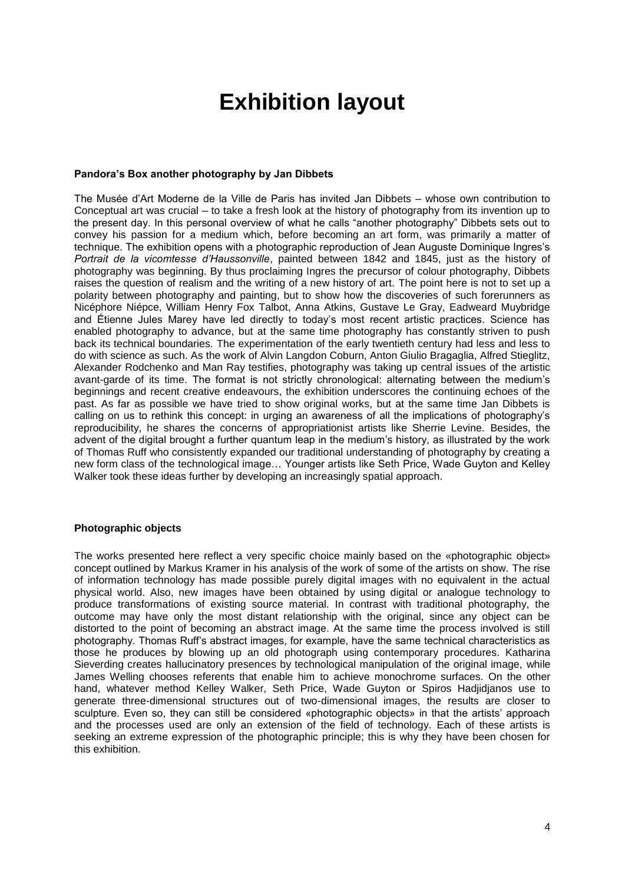# Exhibition layout

**Pandora's Box another photography by Jan Dibbets**

The Musée d'Art Moderne de la Ville de Paris has invited Jan Dibbets – whose own contribution to Conceptual art was crucial – to take a fresh look at the history of photography from its invention up to the present day. In this personal overview of what he calls "another photography" Dibbets sets out to convey his passion for a medium which, before becoming an art form, was primarily a matter of technique. The exhibition opens with a photographic reproduction of Jean Auguste Dominique Ingres's *Portrait de la vicomtesse d'Haussonville*, painted between 1842 and 1845, just as the history of photography was beginning. By thus proclaiming Ingres the precursor of colour photography, Dibbets raises the question of realism and the writing of a new history of art. The point here is not to set up a polarity between photography and painting, but to show how the discoveries of such forerunners as Nicéphore Niépce, William Henry Fox Talbot, Anna Atkins, Gustave Le Gray, Eadweard Muybridge and Étienne Jules Marey have led directly to today's most recent artistic practices. Science has enabled photography to advance, but at the same time photography has constantly striven to push back its technical boundaries. The experimentation of the early twentieth century had less and less to do with science as such. As the work of Alvin Langdon Coburn, Anton Giulio Bragaglia, Alfred Stieglitz, Alexander Rodchenko and Man Ray testifies, photography was taking up central issues of the artistic avant-garde of its time. The format is not strictly chronological: alternating between the medium's beginnings and recent creative endeavours, the exhibition underscores the continuing echoes of the past. As far as possible we have tried to show original works, but at the same time Jan Dibbets is calling on us to rethink this concept: in urging an awareness of all the implications of photography's reproducibility, he shares the concerns of appropriationist artists like Sherrie Levine. Besides, the advent of the digital brought a further quantum leap in the medium's history, as illustrated by the work of Thomas Ruff who consistently expanded our traditional understanding of photography by creating a new form class of the technological image… Younger artists like Seth Price, Wade Guyton and Kelley Walker took these ideas further by developing an increasingly spatial approach.

**Photographic objects**

The works presented here reflect a very specific choice mainly based on the «photographic object» concept outlined by Markus Kramer in his analysis of the work of some of the artists on show. The rise of information technology has made possible purely digital images with no equivalent in the actual physical world. Also, new images have been obtained by using digital or analogue technology to produce transformations of existing source material. In contrast with traditional photography, the outcome may have only the most distant relationship with the original, since any object can be distorted to the point of becoming an abstract image. At the same time the process involved is still photography. Thomas Ruff's abstract images, for example, have the same technical characteristics as those he produces by blowing up an old photograph using contemporary procedures. Katharina Sieverding creates hallucinatory presences by technological manipulation of the original image, while James Welling chooses referents that enable him to achieve monochrome surfaces. On the other hand, whatever method Kelley Walker, Seth Price, Wade Guyton or Spiros Hadjidjanos use to generate three-dimensional structures out of two-dimensional images, the results are closer to sculpture. Even so, they can still be considered «photographic objects» in that the artists' approach and the processes used are only an extension of the field of technology. Each of these artists is seeking an extreme expression of the photographic principle; this is why they have been chosen for this exhibition.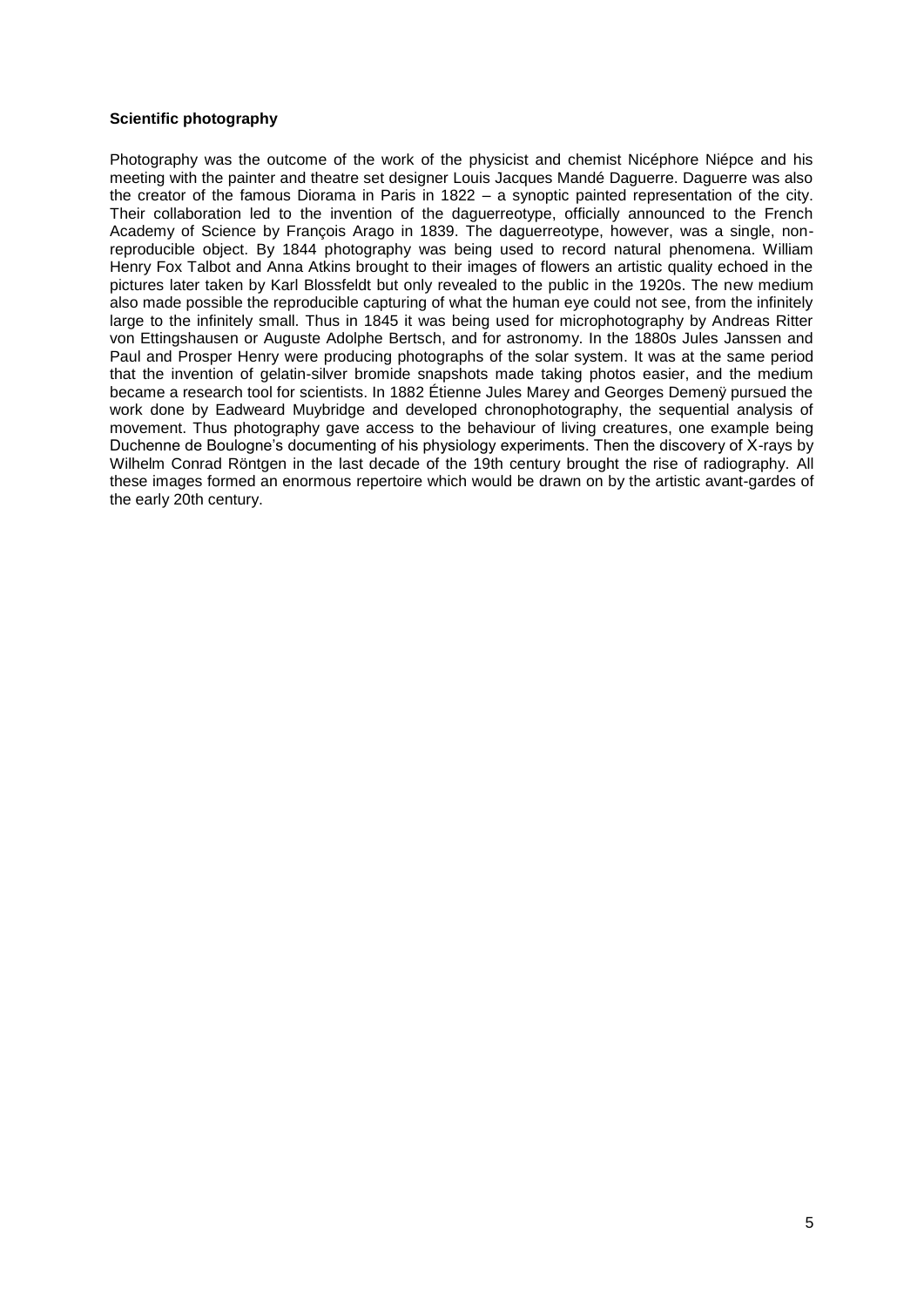**Scientific photography**

Photography was the outcome of the work of the physicist and chemist Nicéphore Niépce and his meeting with the painter and theatre set designer Louis Jacques Mandé Daguerre. Daguerre was also the creator of the famous Diorama in Paris in 1822 – a synoptic painted representation of the city. Their collaboration led to the invention of the daguerreotype, officially announced to the French Academy of Science by François Arago in 1839. The daguerreotype, however, was a single, non-reproducible object. By 1844 photography was being used to record natural phenomena. William Henry Fox Talbot and Anna Atkins brought to their images of flowers an artistic quality echoed in the pictures later taken by Karl Blossfeldt but only revealed to the public in the 1920s. The new medium also made possible the reproducible capturing of what the human eye could not see, from the infinitely large to the infinitely small. Thus in 1845 it was being used for microphotography by Andreas Ritter von Ettingshausen or Auguste Adolphe Bertsch, and for astronomy. In the 1880s Jules Janssen and Paul and Prosper Henry were producing photographs of the solar system. It was at the same period that the invention of gelatin-silver bromide snapshots made taking photos easier, and the medium became a research tool for scientists. In 1882 Étienne Jules Marey and Georges Demenÿ pursued the work done by Eadweard Muybridge and developed chronophotography, the sequential analysis of movement. Thus photography gave access to the behaviour of living creatures, one example being Duchenne de Boulogne's documenting of his physiology experiments. Then the discovery of X-rays by Wilhelm Conrad Röntgen in the last decade of the 19th century brought the rise of radiography. All these images formed an enormous repertoire which would be drawn on by the artistic avant-gardes of the early 20th century.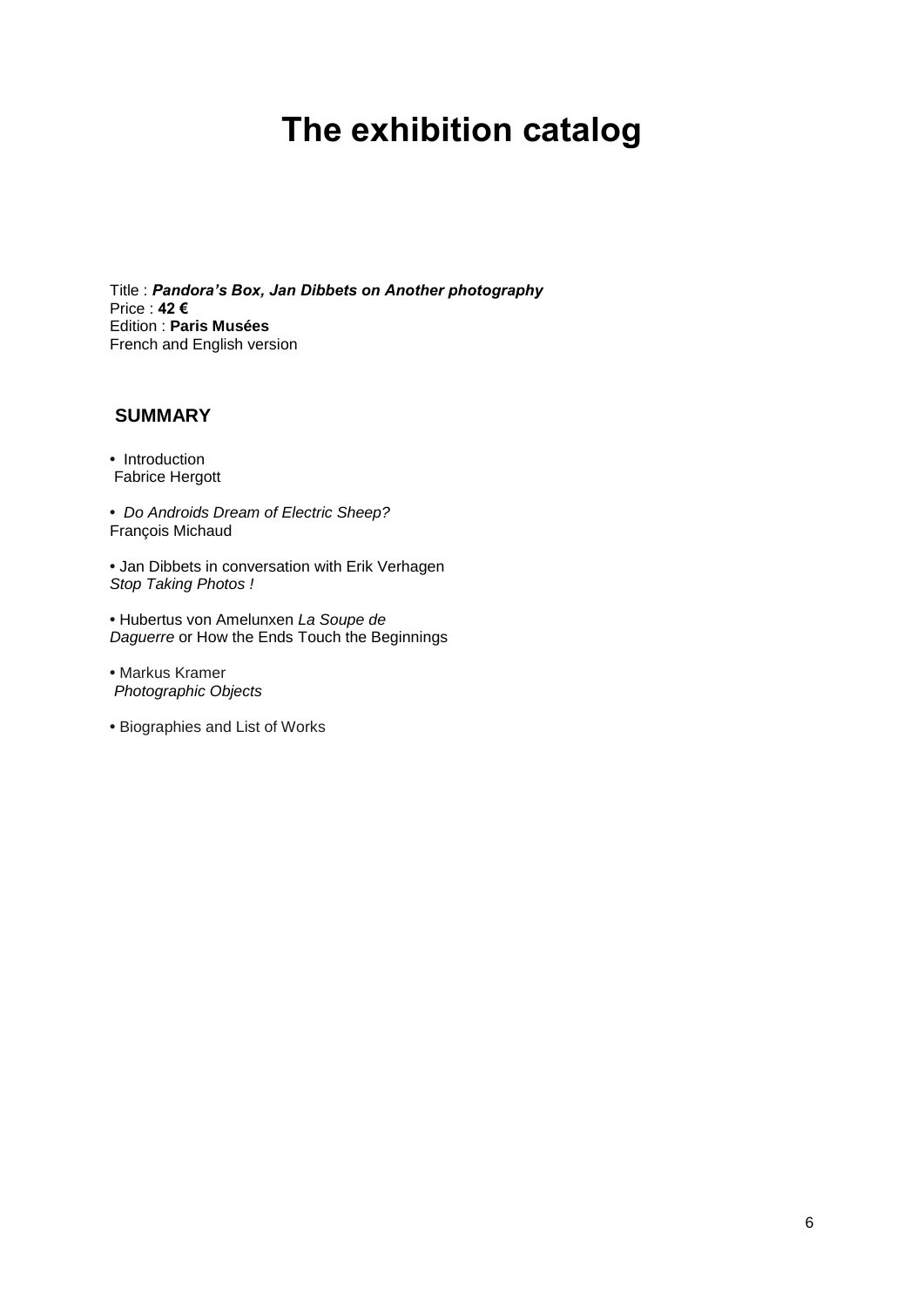# The exhibition catalog

Title : ***Pandora's Box, Jan Dibbets on Another photography***
Price : **42 €**
Edition : **Paris Musées**
French and English version

## SUMMARY

- Introduction
  Fabrice Hergott

- *Do Androids Dream of Electric Sheep?*
  François Michaud

- Jan Dibbets in conversation with Erik Verhagen
  *Stop Taking Photos !*

- Hubertus von Amelunxen *La Soupe de Daguerre* or How the Ends Touch the Beginnings

- Markus Kramer
  *Photographic Objects*

- Biographies and List of Works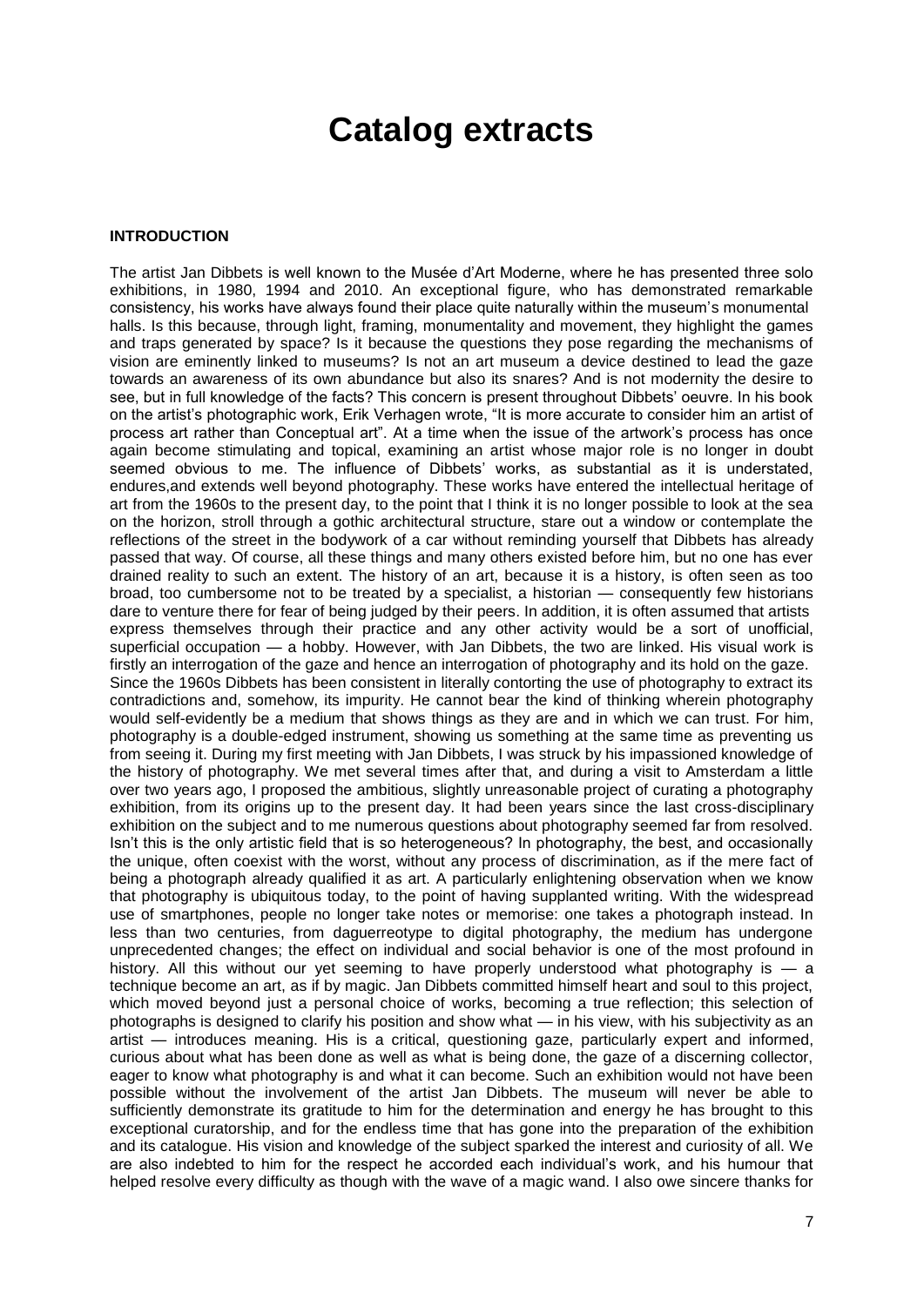# Catalog extracts

**INTRODUCTION**

The artist Jan Dibbets is well known to the Musée d'Art Moderne, where he has presented three solo exhibitions, in 1980, 1994 and 2010. An exceptional figure, who has demonstrated remarkable consistency, his works have always found their place quite naturally within the museum's monumental halls. Is this because, through light, framing, monumentality and movement, they highlight the games and traps generated by space? Is it because the questions they pose regarding the mechanisms of vision are eminently linked to museums? Is not an art museum a device destined to lead the gaze towards an awareness of its own abundance but also its snares? And is not modernity the desire to see, but in full knowledge of the facts? This concern is present throughout Dibbets' oeuvre. In his book on the artist's photographic work, Erik Verhagen wrote, "It is more accurate to consider him an artist of process art rather than Conceptual art". At a time when the issue of the artwork's process has once again become stimulating and topical, examining an artist whose major role is no longer in doubt seemed obvious to me. The influence of Dibbets' works, as substantial as it is understated, endures,and extends well beyond photography. These works have entered the intellectual heritage of art from the 1960s to the present day, to the point that I think it is no longer possible to look at the sea on the horizon, stroll through a gothic architectural structure, stare out a window or contemplate the reflections of the street in the bodywork of a car without reminding yourself that Dibbets has already passed that way. Of course, all these things and many others existed before him, but no one has ever drained reality to such an extent. The history of an art, because it is a history, is often seen as too broad, too cumbersome not to be treated by a specialist, a historian — consequently few historians dare to venture there for fear of being judged by their peers. In addition, it is often assumed that artists express themselves through their practice and any other activity would be a sort of unofficial, superficial occupation — a hobby. However, with Jan Dibbets, the two are linked. His visual work is firstly an interrogation of the gaze and hence an interrogation of photography and its hold on the gaze.
Since the 1960s Dibbets has been consistent in literally contorting the use of photography to extract its contradictions and, somehow, its impurity. He cannot bear the kind of thinking wherein photography would self-evidently be a medium that shows things as they are and in which we can trust. For him, photography is a double-edged instrument, showing us something at the same time as preventing us from seeing it. During my first meeting with Jan Dibbets, I was struck by his impassioned knowledge of the history of photography. We met several times after that, and during a visit to Amsterdam a little over two years ago, I proposed the ambitious, slightly unreasonable project of curating a photography exhibition, from its origins up to the present day. It had been years since the last cross-disciplinary exhibition on the subject and to me numerous questions about photography seemed far from resolved. Isn't this is the only artistic field that is so heterogeneous? In photography, the best, and occasionally the unique, often coexist with the worst, without any process of discrimination, as if the mere fact of being a photograph already qualified it as art. A particularly enlightening observation when we know that photography is ubiquitous today, to the point of having supplanted writing. With the widespread use of smartphones, people no longer take notes or memorise: one takes a photograph instead. In less than two centuries, from daguerreotype to digital photography, the medium has undergone unprecedented changes; the effect on individual and social behavior is one of the most profound in history. All this without our yet seeming to have properly understood what photography is — a technique become an art, as if by magic. Jan Dibbets committed himself heart and soul to this project, which moved beyond just a personal choice of works, becoming a true reflection; this selection of photographs is designed to clarify his position and show what — in his view, with his subjectivity as an artist — introduces meaning. His is a critical, questioning gaze, particularly expert and informed, curious about what has been done as well as what is being done, the gaze of a discerning collector, eager to know what photography is and what it can become. Such an exhibition would not have been possible without the involvement of the artist Jan Dibbets. The museum will never be able to sufficiently demonstrate its gratitude to him for the determination and energy he has brought to this exceptional curatorship, and for the endless time that has gone into the preparation of the exhibition and its catalogue. His vision and knowledge of the subject sparked the interest and curiosity of all. We are also indebted to him for the respect he accorded each individual's work, and his humour that helped resolve every difficulty as though with the wave of a magic wand. I also owe sincere thanks for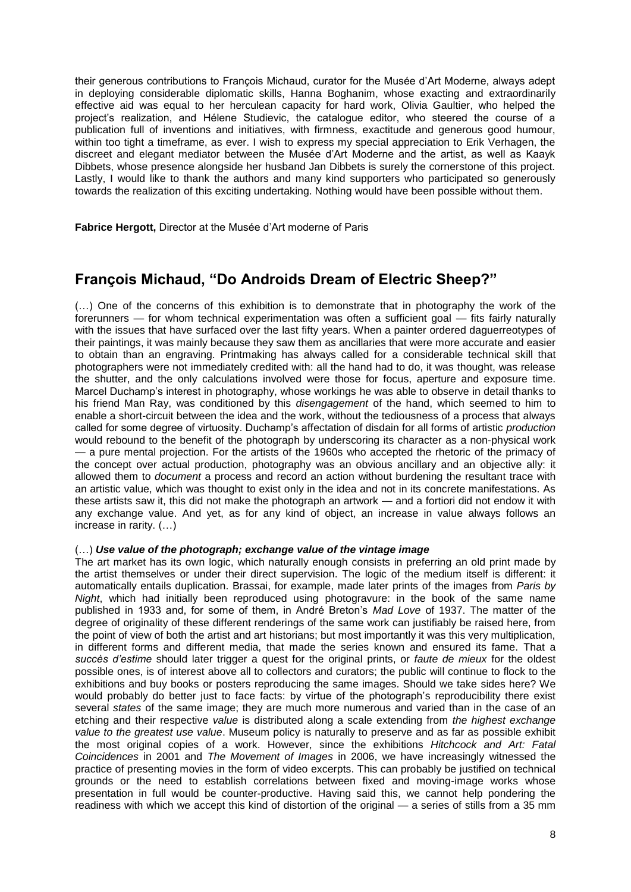their generous contributions to François Michaud, curator for the Musée d'Art Moderne, always adept in deploying considerable diplomatic skills, Hanna Boghanim, whose exacting and extraordinarily effective aid was equal to her herculean capacity for hard work, Olivia Gaultier, who helped the project's realization, and Hélene Studievic, the catalogue editor, who steered the course of a publication full of inventions and initiatives, with firmness, exactitude and generous good humour, within too tight a timeframe, as ever. I wish to express my special appreciation to Erik Verhagen, the discreet and elegant mediator between the Musée d'Art Moderne and the artist, as well as Kaayk Dibbets, whose presence alongside her husband Jan Dibbets is surely the cornerstone of this project. Lastly, I would like to thank the authors and many kind supporters who participated so generously towards the realization of this exciting undertaking. Nothing would have been possible without them.

**Fabrice Hergott,** Director at the Musée d'Art moderne of Paris

## François Michaud, "Do Androids Dream of Electric Sheep?"

(…) One of the concerns of this exhibition is to demonstrate that in photography the work of the forerunners — for whom technical experimentation was often a sufficient goal — fits fairly naturally with the issues that have surfaced over the last fifty years. When a painter ordered daguerreotypes of their paintings, it was mainly because they saw them as ancillaries that were more accurate and easier to obtain than an engraving. Printmaking has always called for a considerable technical skill that photographers were not immediately credited with: all the hand had to do, it was thought, was release the shutter, and the only calculations involved were those for focus, aperture and exposure time. Marcel Duchamp's interest in photography, whose workings he was able to observe in detail thanks to his friend Man Ray, was conditioned by this *disengagement* of the hand, which seemed to him to enable a short-circuit between the idea and the work, without the tediousness of a process that always called for some degree of virtuosity. Duchamp's affectation of disdain for all forms of artistic *production* would rebound to the benefit of the photograph by underscoring its character as a non-physical work — a pure mental projection. For the artists of the 1960s who accepted the rhetoric of the primacy of the concept over actual production, photography was an obvious ancillary and an objective ally: it allowed them to *document* a process and record an action without burdening the resultant trace with an artistic value, which was thought to exist only in the idea and not in its concrete manifestations. As these artists saw it, this did not make the photograph an artwork — and a fortiori did not endow it with any exchange value. And yet, as for any kind of object, an increase in value always follows an increase in rarity. (…)

(…) ***Use value of the photograph; exchange value of the vintage image***

The art market has its own logic, which naturally enough consists in preferring an old print made by the artist themselves or under their direct supervision. The logic of the medium itself is different: it automatically entails duplication. Brassai, for example, made later prints of the images from *Paris by Night*, which had initially been reproduced using photogravure: in the book of the same name published in 1933 and, for some of them, in André Breton's *Mad Love* of 1937. The matter of the degree of originality of these different renderings of the same work can justifiably be raised here, from the point of view of both the artist and art historians; but most importantly it was this very multiplication, in different forms and different media, that made the series known and ensured its fame. That a *succès d'estime* should later trigger a quest for the original prints, or *faute de mieux* for the oldest possible ones, is of interest above all to collectors and curators; the public will continue to flock to the exhibitions and buy books or posters reproducing the same images. Should we take sides here? We would probably do better just to face facts: by virtue of the photograph's reproducibility there exist several *states* of the same image; they are much more numerous and varied than in the case of an etching and their respective *value* is distributed along a scale extending from *the highest exchange value to the greatest use value*. Museum policy is naturally to preserve and as far as possible exhibit the most original copies of a work. However, since the exhibitions *Hitchcock and Art: Fatal Coincidences* in 2001 and *The Movement of Images* in 2006, we have increasingly witnessed the practice of presenting movies in the form of video excerpts. This can probably be justified on technical grounds or the need to establish correlations between fixed and moving-image works whose presentation in full would be counter-productive. Having said this, we cannot help pondering the readiness with which we accept this kind of distortion of the original — a series of stills from a 35 mm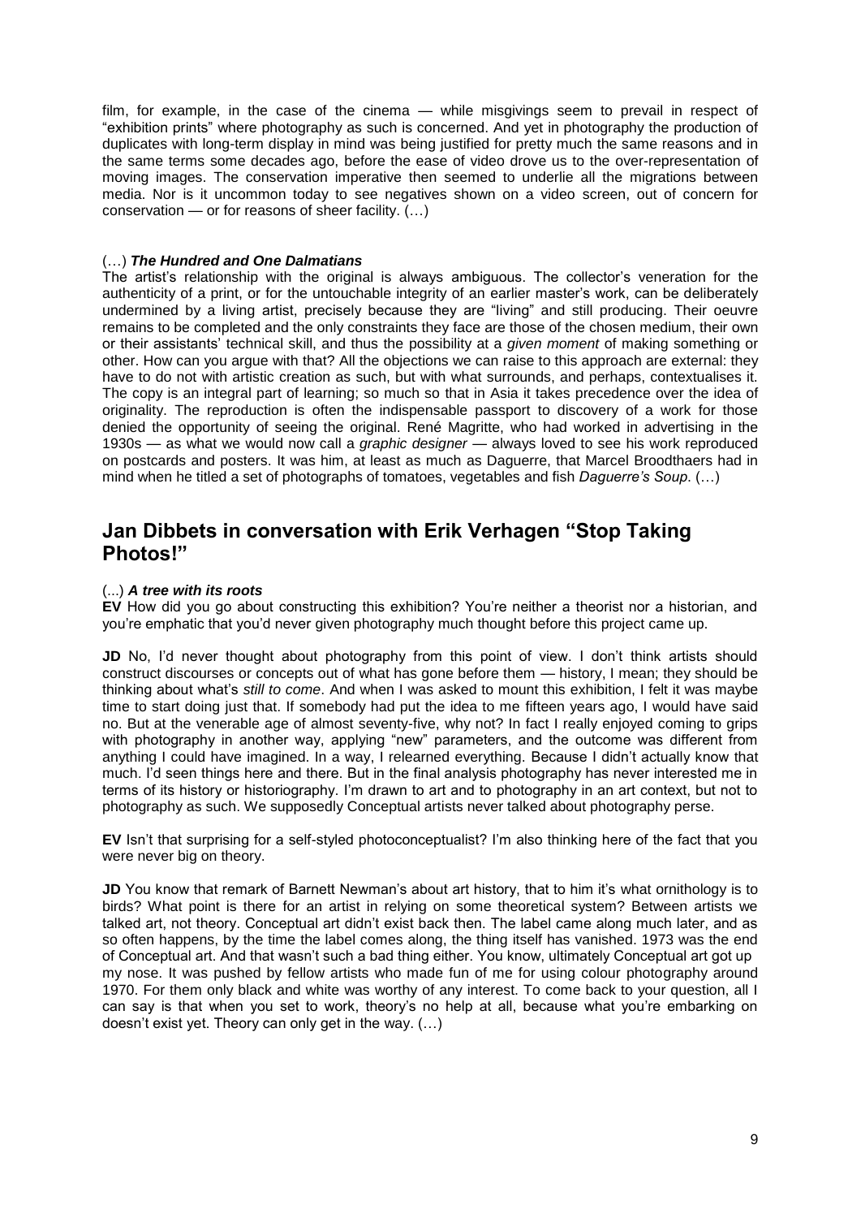film, for example, in the case of the cinema — while misgivings seem to prevail in respect of "exhibition prints" where photography as such is concerned. And yet in photography the production of duplicates with long-term display in mind was being justified for pretty much the same reasons and in the same terms some decades ago, before the ease of video drove us to the over-representation of moving images. The conservation imperative then seemed to underlie all the migrations between media. Nor is it uncommon today to see negatives shown on a video screen, out of concern for conservation — or for reasons of sheer facility. (…)

(…) ***The Hundred and One Dalmatians***

The artist's relationship with the original is always ambiguous. The collector's veneration for the authenticity of a print, or for the untouchable integrity of an earlier master's work, can be deliberately undermined by a living artist, precisely because they are "living" and still producing. Their oeuvre remains to be completed and the only constraints they face are those of the chosen medium, their own or their assistants' technical skill, and thus the possibility at a *given moment* of making something or other. How can you argue with that? All the objections we can raise to this approach are external: they have to do not with artistic creation as such, but with what surrounds, and perhaps, contextualises it. The copy is an integral part of learning; so much so that in Asia it takes precedence over the idea of originality. The reproduction is often the indispensable passport to discovery of a work for those denied the opportunity of seeing the original. René Magritte, who had worked in advertising in the 1930s — as what we would now call a *graphic designer* — always loved to see his work reproduced on postcards and posters. It was him, at least as much as Daguerre, that Marcel Broodthaers had in mind when he titled a set of photographs of tomatoes, vegetables and fish *Daguerre's Soup*. (…)

## Jan Dibbets in conversation with Erik Verhagen "Stop Taking Photos!"

(...) ***A tree with its roots***

**EV** How did you go about constructing this exhibition? You're neither a theorist nor a historian, and you're emphatic that you'd never given photography much thought before this project came up.

**JD** No, I'd never thought about photography from this point of view. I don't think artists should construct discourses or concepts out of what has gone before them — history, I mean; they should be thinking about what's *still to come*. And when I was asked to mount this exhibition, I felt it was maybe time to start doing just that. If somebody had put the idea to me fifteen years ago, I would have said no. But at the venerable age of almost seventy-five, why not? In fact I really enjoyed coming to grips with photography in another way, applying "new" parameters, and the outcome was different from anything I could have imagined. In a way, I relearned everything. Because I didn't actually know that much. I'd seen things here and there. But in the final analysis photography has never interested me in terms of its history or historiography. I'm drawn to art and to photography in an art context, but not to photography as such. We supposedly Conceptual artists never talked about photography perse.

**EV** Isn't that surprising for a self-styled photoconceptualist? I'm also thinking here of the fact that you were never big on theory.

**JD** You know that remark of Barnett Newman's about art history, that to him it's what ornithology is to birds? What point is there for an artist in relying on some theoretical system? Between artists we talked art, not theory. Conceptual art didn't exist back then. The label came along much later, and as so often happens, by the time the label comes along, the thing itself has vanished. 1973 was the end of Conceptual art. And that wasn't such a bad thing either. You know, ultimately Conceptual art got up my nose. It was pushed by fellow artists who made fun of me for using colour photography around 1970. For them only black and white was worthy of any interest. To come back to your question, all I can say is that when you set to work, theory's no help at all, because what you're embarking on doesn't exist yet. Theory can only get in the way. (…)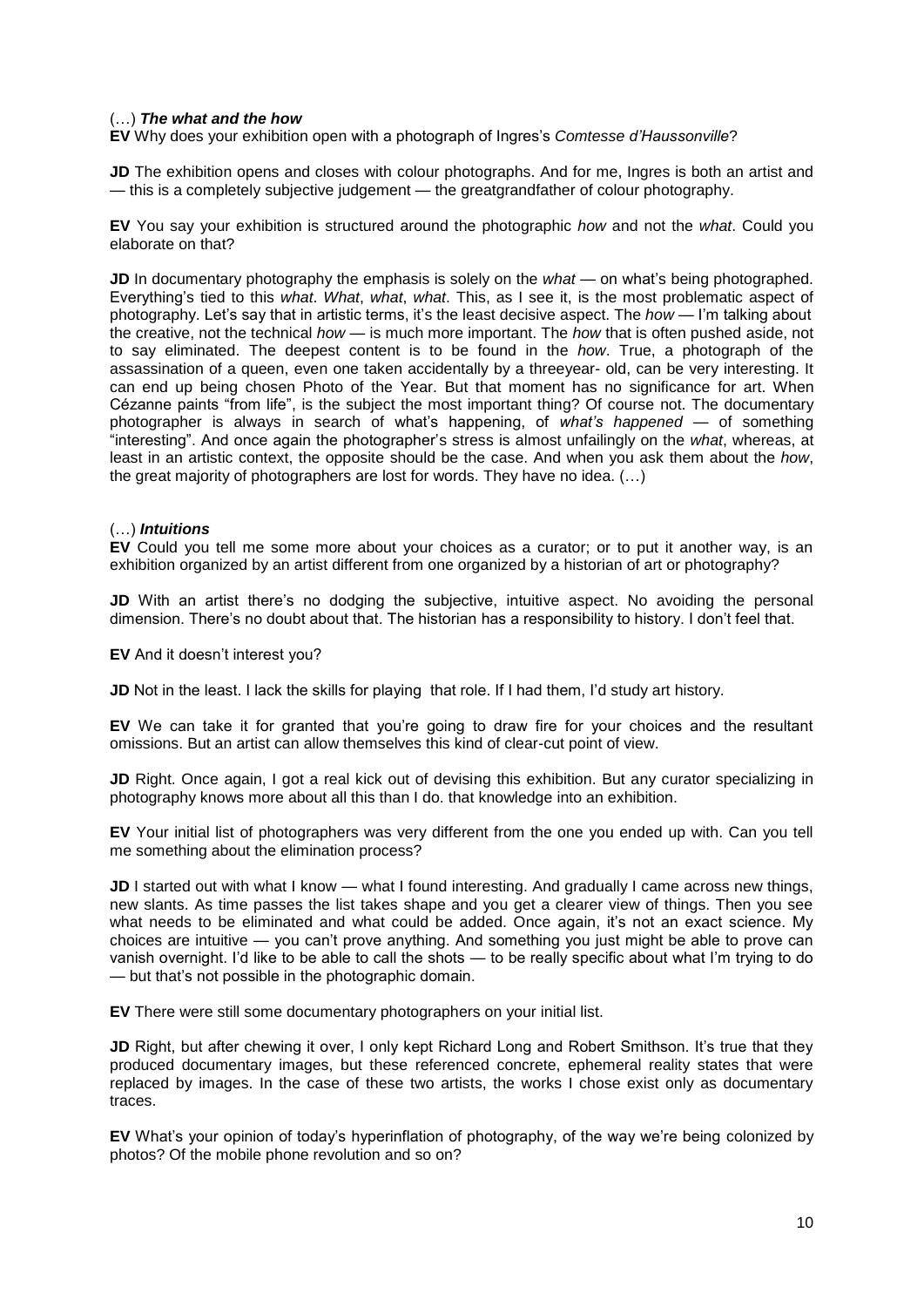(…) ***The what and the how***

**EV** Why does your exhibition open with a photograph of Ingres's *Comtesse d'Haussonville*?

**JD** The exhibition opens and closes with colour photographs. And for me, Ingres is both an artist and — this is a completely subjective judgement — the greatgrandfather of colour photography.

**EV** You say your exhibition is structured around the photographic *how* and not the *what*. Could you elaborate on that?

**JD** In documentary photography the emphasis is solely on the *what* — on what's being photographed. Everything's tied to this *what*. *What*, *what*, *what*. This, as I see it, is the most problematic aspect of photography. Let's say that in artistic terms, it's the least decisive aspect. The *how* — I'm talking about the creative, not the technical *how* — is much more important. The *how* that is often pushed aside, not to say eliminated. The deepest content is to be found in the *how*. True, a photograph of the assassination of a queen, even one taken accidentally by a threeyear- old, can be very interesting. It can end up being chosen Photo of the Year. But that moment has no significance for art. When Cézanne paints "from life", is the subject the most important thing? Of course not. The documentary photographer is always in search of what's happening, of *what's happened* — of something "interesting". And once again the photographer's stress is almost unfailingly on the *what*, whereas, at least in an artistic context, the opposite should be the case. And when you ask them about the *how*, the great majority of photographers are lost for words. They have no idea. (…)

(…) ***Intuitions***

**EV** Could you tell me some more about your choices as a curator; or to put it another way, is an exhibition organized by an artist different from one organized by a historian of art or photography?

**JD** With an artist there's no dodging the subjective, intuitive aspect. No avoiding the personal dimension. There's no doubt about that. The historian has a responsibility to history. I don't feel that.

**EV** And it doesn't interest you?

**JD** Not in the least. I lack the skills for playing that role. If I had them, I'd study art history.

**EV** We can take it for granted that you're going to draw fire for your choices and the resultant omissions. But an artist can allow themselves this kind of clear-cut point of view.

**JD** Right. Once again, I got a real kick out of devising this exhibition. But any curator specializing in photography knows more about all this than I do. that knowledge into an exhibition.

**EV** Your initial list of photographers was very different from the one you ended up with. Can you tell me something about the elimination process?

**JD** I started out with what I know — what I found interesting. And gradually I came across new things, new slants. As time passes the list takes shape and you get a clearer view of things. Then you see what needs to be eliminated and what could be added. Once again, it's not an exact science. My choices are intuitive — you can't prove anything. And something you just might be able to prove can vanish overnight. I'd like to be able to call the shots — to be really specific about what I'm trying to do — but that's not possible in the photographic domain.

**EV** There were still some documentary photographers on your initial list.

**JD** Right, but after chewing it over, I only kept Richard Long and Robert Smithson. It's true that they produced documentary images, but these referenced concrete, ephemeral reality states that were replaced by images. In the case of these two artists, the works I chose exist only as documentary traces.

**EV** What's your opinion of today's hyperinflation of photography, of the way we're being colonized by photos? Of the mobile phone revolution and so on?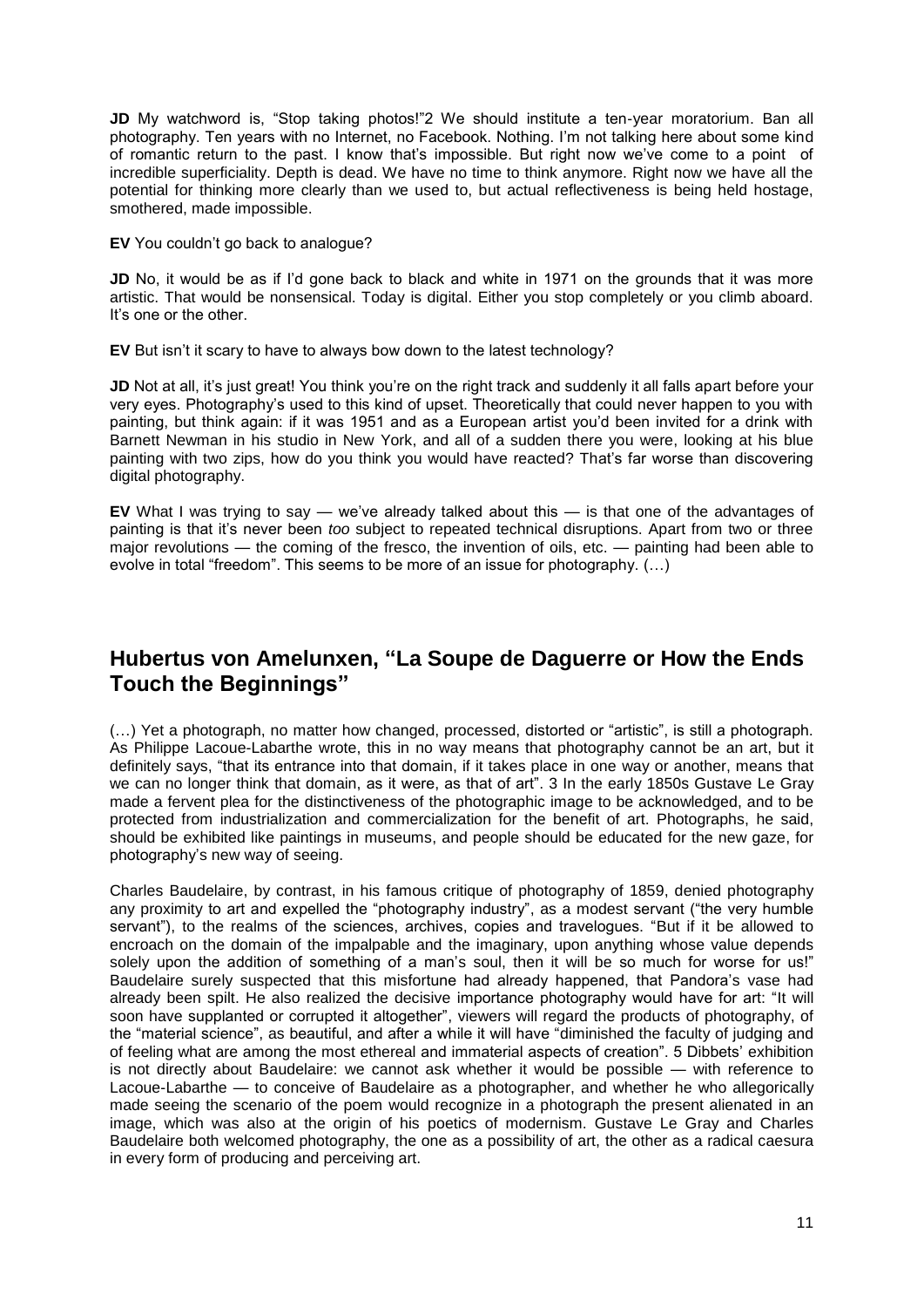**JD** My watchword is, "Stop taking photos!"[2] We should institute a ten-year moratorium. Ban all photography. Ten years with no Internet, no Facebook. Nothing. I'm not talking here about some kind of romantic return to the past. I know that's impossible. But right now we've come to a point of incredible superficiality. Depth is dead. We have no time to think anymore. Right now we have all the potential for thinking more clearly than we used to, but actual reflectiveness is being held hostage, smothered, made impossible.

**EV** You couldn't go back to analogue?

**JD** No, it would be as if I'd gone back to black and white in 1971 on the grounds that it was more artistic. That would be nonsensical. Today is digital. Either you stop completely or you climb aboard. It's one or the other.

**EV** But isn't it scary to have to always bow down to the latest technology?

**JD** Not at all, it's just great! You think you're on the right track and suddenly it all falls apart before your very eyes. Photography's used to this kind of upset. Theoretically that could never happen to you with painting, but think again: if it was 1951 and as a European artist you'd been invited for a drink with Barnett Newman in his studio in New York, and all of a sudden there you were, looking at his blue painting with two zips, how do you think you would have reacted? That's far worse than discovering digital photography.

**EV** What I was trying to say — we've already talked about this — is that one of the advantages of painting is that it's never been *too* subject to repeated technical disruptions. Apart from two or three major revolutions — the coming of the fresco, the invention of oils, etc. — painting had been able to evolve in total "freedom". This seems to be more of an issue for photography. (…)

## Hubertus von Amelunxen, "La Soupe de Daguerre or How the Ends Touch the Beginnings"

(…) Yet a photograph, no matter how changed, processed, distorted or "artistic", is still a photograph. As Philippe Lacoue-Labarthe wrote, this in no way means that photography cannot be an art, but it definitely says, "that its entrance into that domain, if it takes place in one way or another, means that we can no longer think that domain, as it were, as that of art".[3] In the early 1850s Gustave Le Gray made a fervent plea for the distinctiveness of the photographic image to be acknowledged, and to be protected from industrialization and commercialization for the benefit of art. Photographs, he said, should be exhibited like paintings in museums, and people should be educated for the new gaze, for photography's new way of seeing.

Charles Baudelaire, by contrast, in his famous critique of photography of 1859, denied photography any proximity to art and expelled the "photography industry", as a modest servant ("the very humble servant"), to the realms of the sciences, archives, copies and travelogues. "But if it be allowed to encroach on the domain of the impalpable and the imaginary, upon anything whose value depends solely upon the addition of something of a man's soul, then it will be so much for worse for us!" Baudelaire surely suspected that this misfortune had already happened, that Pandora's vase had already been spilt. He also realized the decisive importance photography would have for art: "It will soon have supplanted or corrupted it altogether", viewers will regard the products of photography, of the "material science", as beautiful, and after a while it will have "diminished the faculty of judging and of feeling what are among the most ethereal and immaterial aspects of creation".[5] Dibbets' exhibition is not directly about Baudelaire: we cannot ask whether it would be possible — with reference to Lacoue-Labarthe — to conceive of Baudelaire as a photographer, and whether he who allegorically made seeing the scenario of the poem would recognize in a photograph the present alienated in an image, which was also at the origin of his poetics of modernism. Gustave Le Gray and Charles Baudelaire both welcomed photography, the one as a possibility of art, the other as a radical caesura in every form of producing and perceiving art.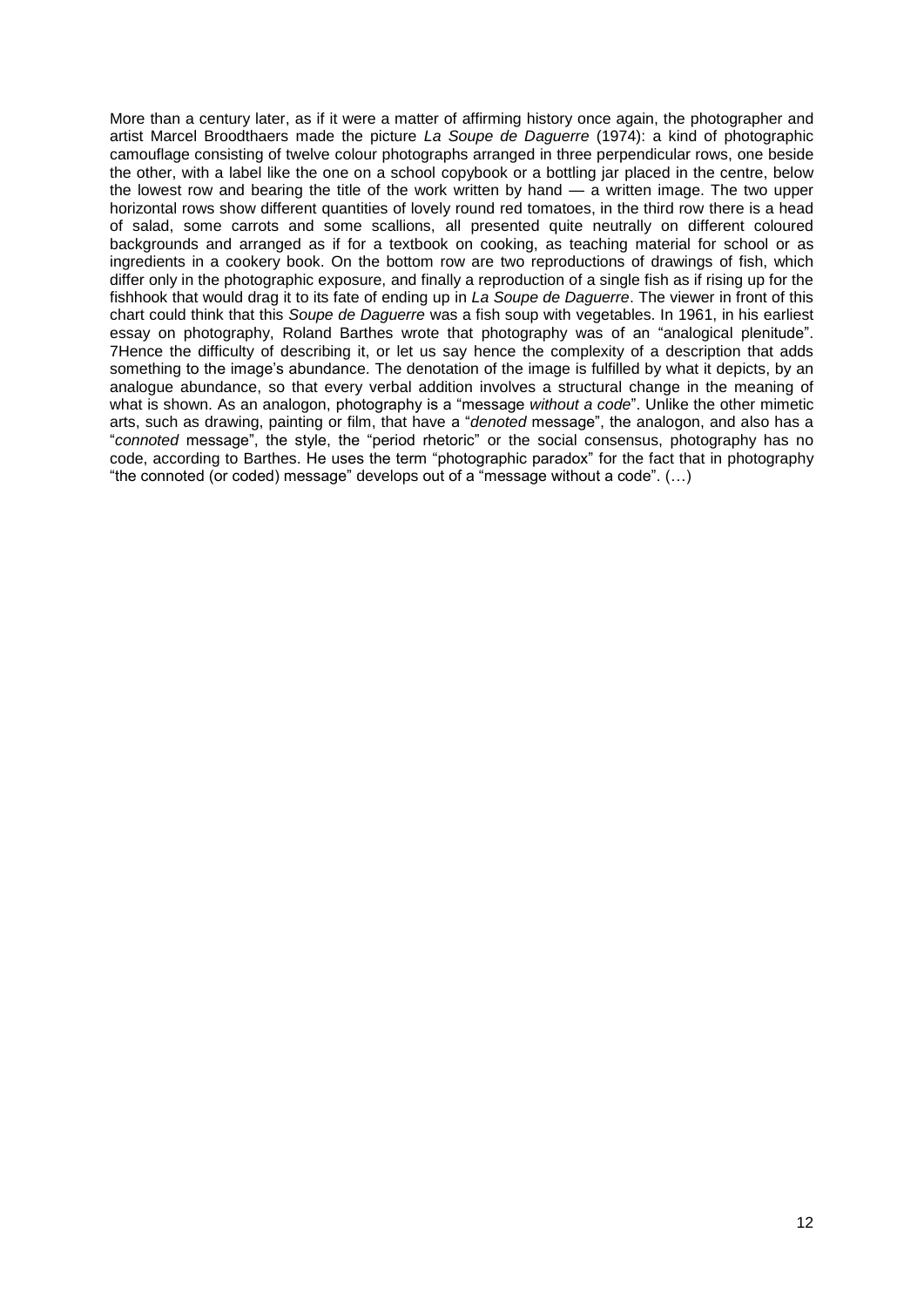More than a century later, as if it were a matter of affirming history once again, the photographer and artist Marcel Broodthaers made the picture *La Soupe de Daguerre* (1974): a kind of photographic camouflage consisting of twelve colour photographs arranged in three perpendicular rows, one beside the other, with a label like the one on a school copybook or a bottling jar placed in the centre, below the lowest row and bearing the title of the work written by hand — a written image. The two upper horizontal rows show different quantities of lovely round red tomatoes, in the third row there is a head of salad, some carrots and some scallions, all presented quite neutrally on different coloured backgrounds and arranged as if for a textbook on cooking, as teaching material for school or as ingredients in a cookery book. On the bottom row are two reproductions of drawings of fish, which differ only in the photographic exposure, and finally a reproduction of a single fish as if rising up for the fishhook that would drag it to its fate of ending up in *La Soupe de Daguerre*. The viewer in front of this chart could think that this *Soupe de Daguerre* was a fish soup with vegetables. In 1961, in his earliest essay on photography, Roland Barthes wrote that photography was of an "analogical plenitude". 7Hence the difficulty of describing it, or let us say hence the complexity of a description that adds something to the image's abundance. The denotation of the image is fulfilled by what it depicts, by an analogue abundance, so that every verbal addition involves a structural change in the meaning of what is shown. As an analogon, photography is a "message *without a code*". Unlike the other mimetic arts, such as drawing, painting or film, that have a "*denoted* message", the analogon, and also has a "*connoted* message", the style, the "period rhetoric" or the social consensus, photography has no code, according to Barthes. He uses the term "photographic paradox" for the fact that in photography "the connoted (or coded) message" develops out of a "message without a code". (…)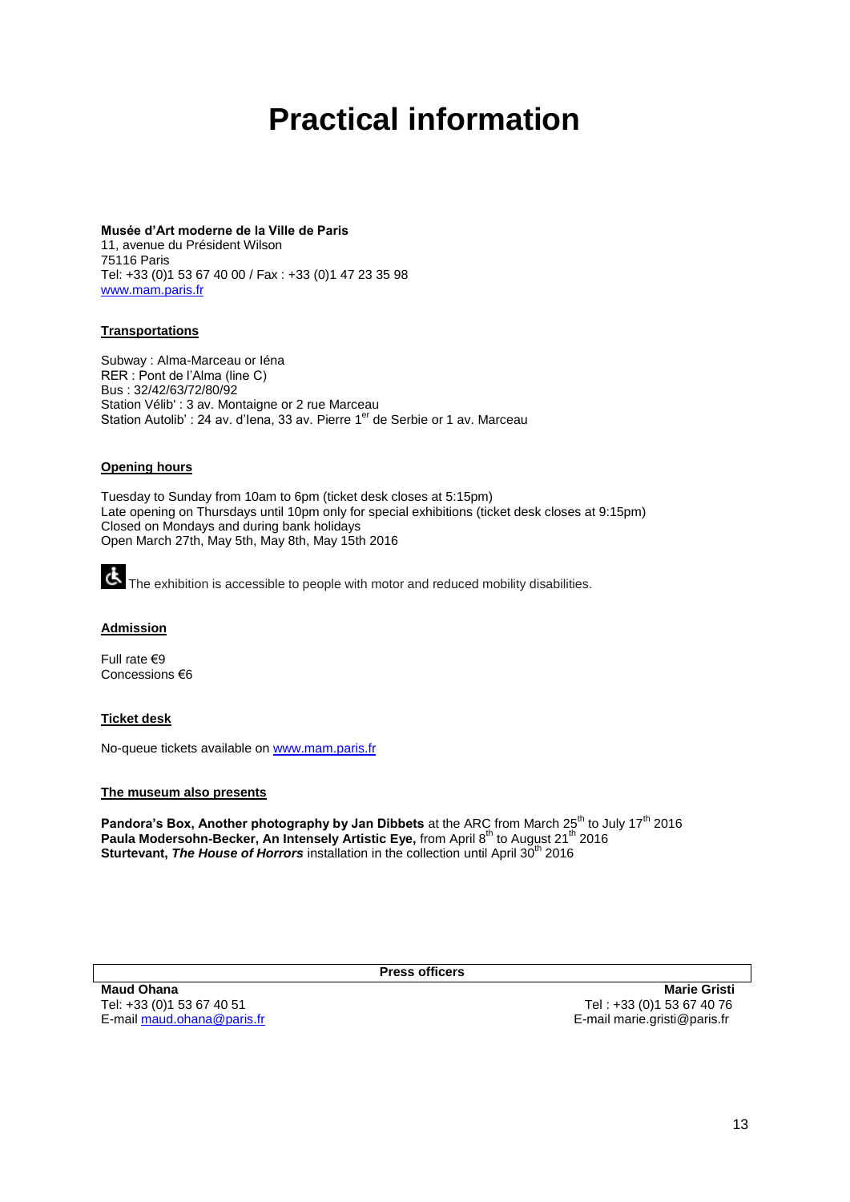# Practical information

**Musée d'Art moderne de la Ville de Paris**
11, avenue du Président Wilson
75116 Paris
Tel: +33 (0)1 53 67 40 00 / Fax : +33 (0)1 47 23 35 98
www.mam.paris.fr

**Transportations**

Subway : Alma-Marceau or Iéna
RER : Pont de l'Alma (line C)
Bus : 32/42/63/72/80/92
Station Vélib' : 3 av. Montaigne or 2 rue Marceau
Station Autolib' : 24 av. d'Iena, 33 av. Pierre 1er de Serbie or 1 av. Marceau

**Opening hours**

Tuesday to Sunday from 10am to 6pm (ticket desk closes at 5:15pm)
Late opening on Thursdays until 10pm only for special exhibitions (ticket desk closes at 9:15pm)
Closed on Mondays and during bank holidays
Open March 27th, May 5th, May 8th, May 15th 2016

The exhibition is accessible to people with motor and reduced mobility disabilities.

**Admission**

Full rate €9
Concessions €6

**Ticket desk**

No-queue tickets available on www.mam.paris.fr

**The museum also presents**

**Pandora's Box, Another photography by Jan Dibbets** at the ARC from March 25th to July 17th 2016
**Paula Modersohn-Becker, An Intensely Artistic Eye,** from April 8th to August 21th 2016
**Sturtevant, *The House of Horrors*** installation in the collection until April 30th 2016

**Press officers**

**Maud Ohana**
Tel: +33 (0)1 53 67 40 51
E-mail maud.ohana@paris.fr

**Marie Gristi**
Tel : +33 (0)1 53 67 40 76
E-mail marie.gristi@paris.fr